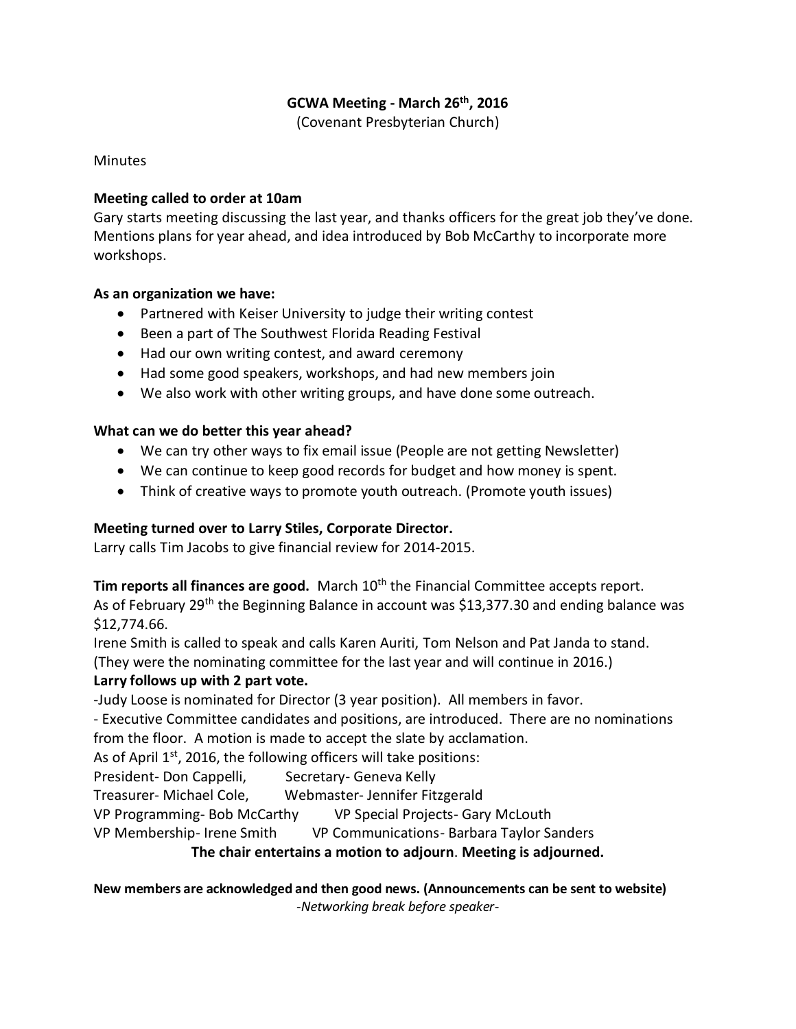**GCWA Meeting - March 26th, 2016**

(Covenant Presbyterian Church)

Minutes

**Meeting called to order at 10am**

Gary starts meeting discussing the last year, and thanks officers for the great job they've done. Mentions plans for year ahead, and idea introduced by Bob McCarthy to incorporate more workshops.

**As an organization we have:**

- Partnered with Keiser University to judge their writing contest
- Been a part of The Southwest Florida Reading Festival
- Had our own writing contest, and award ceremony
- Had some good speakers, workshops, and had new members join
- We also work with other writing groups, and have done some outreach.

**What can we do better this year ahead?**

- We can try other ways to fix email issue (People are not getting Newsletter)
- We can continue to keep good records for budget and how money is spent.
- Think of creative ways to promote youth outreach. (Promote youth issues)

**Meeting turned over to Larry Stiles, Corporate Director.**

Larry calls Tim Jacobs to give financial review for 2014-2015.

**Tim reports all finances are good.** March 10th the Financial Committee accepts report.
As of February 29th the Beginning Balance in account was $13,377.30 and ending balance was $12,774.66.
Irene Smith is called to speak and calls Karen Auriti, Tom Nelson and Pat Janda to stand.
(They were the nominating committee for the last year and will continue in 2016.)

**Larry follows up with 2 part vote.**

-Judy Loose is nominated for Director (3 year position). All members in favor.
- Executive Committee candidates and positions, are introduced. There are no nominations from the floor. A motion is made to accept the slate by acclamation.
As of April 1st, 2016, the following officers will take positions:
President- Don Cappelli, Secretary- Geneva Kelly
Treasurer- Michael Cole, Webmaster- Jennifer Fitzgerald
VP Programming- Bob McCarthy VP Special Projects- Gary McLouth
VP Membership- Irene Smith VP Communications- Barbara Taylor Sanders

**The chair entertains a motion to adjourn. Meeting is adjourned.**

**New members are acknowledged and then good news. (Announcements can be sent to website)**

*-Networking break before speaker-*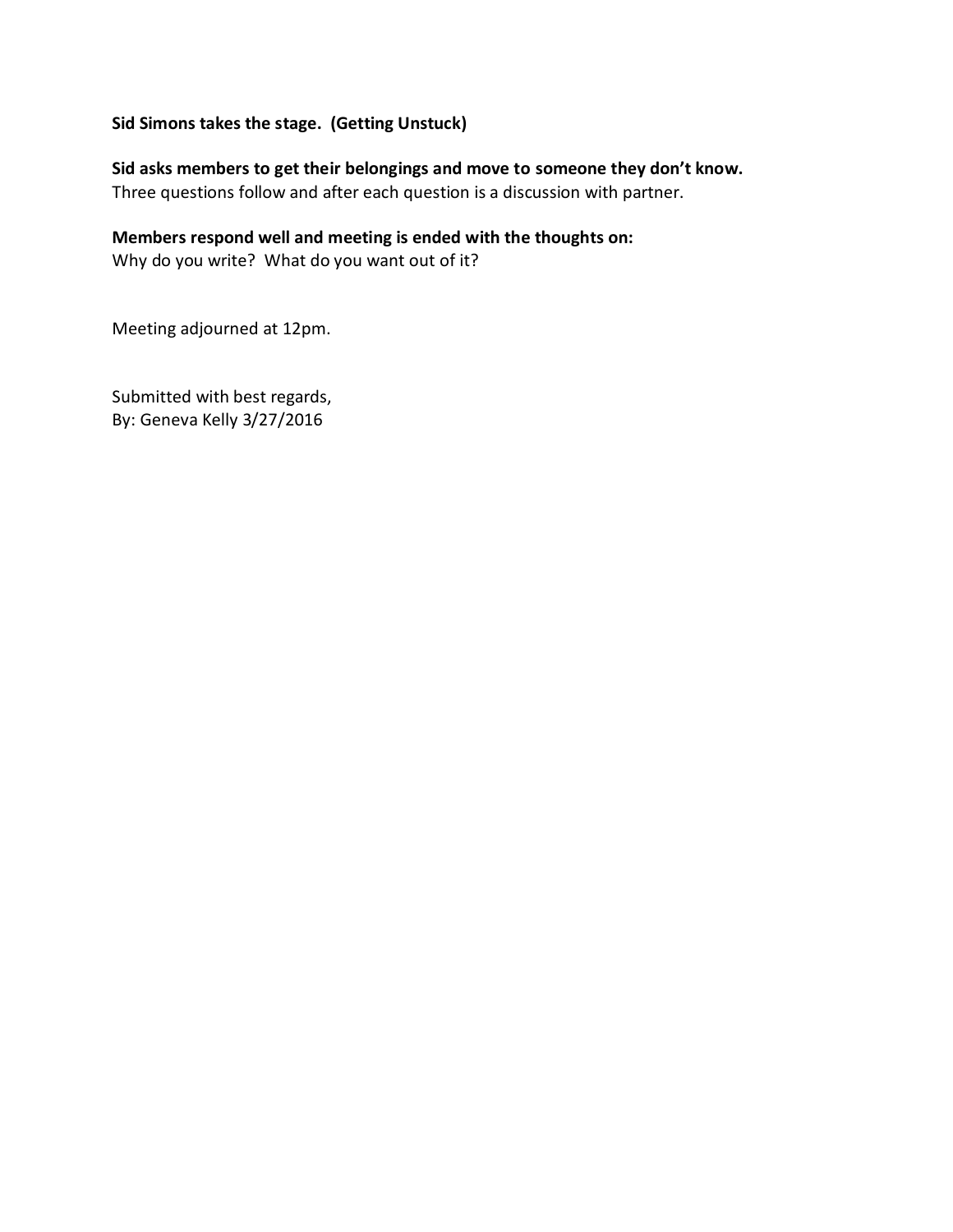**Sid Simons takes the stage. (Getting Unstuck)**

**Sid asks members to get their belongings and move to someone they don't know.**
Three questions follow and after each question is a discussion with partner.

**Members respond well and meeting is ended with the thoughts on:**
Why do you write? What do you want out of it?

Meeting adjourned at 12pm.

Submitted with best regards,
By: Geneva Kelly 3/27/2016